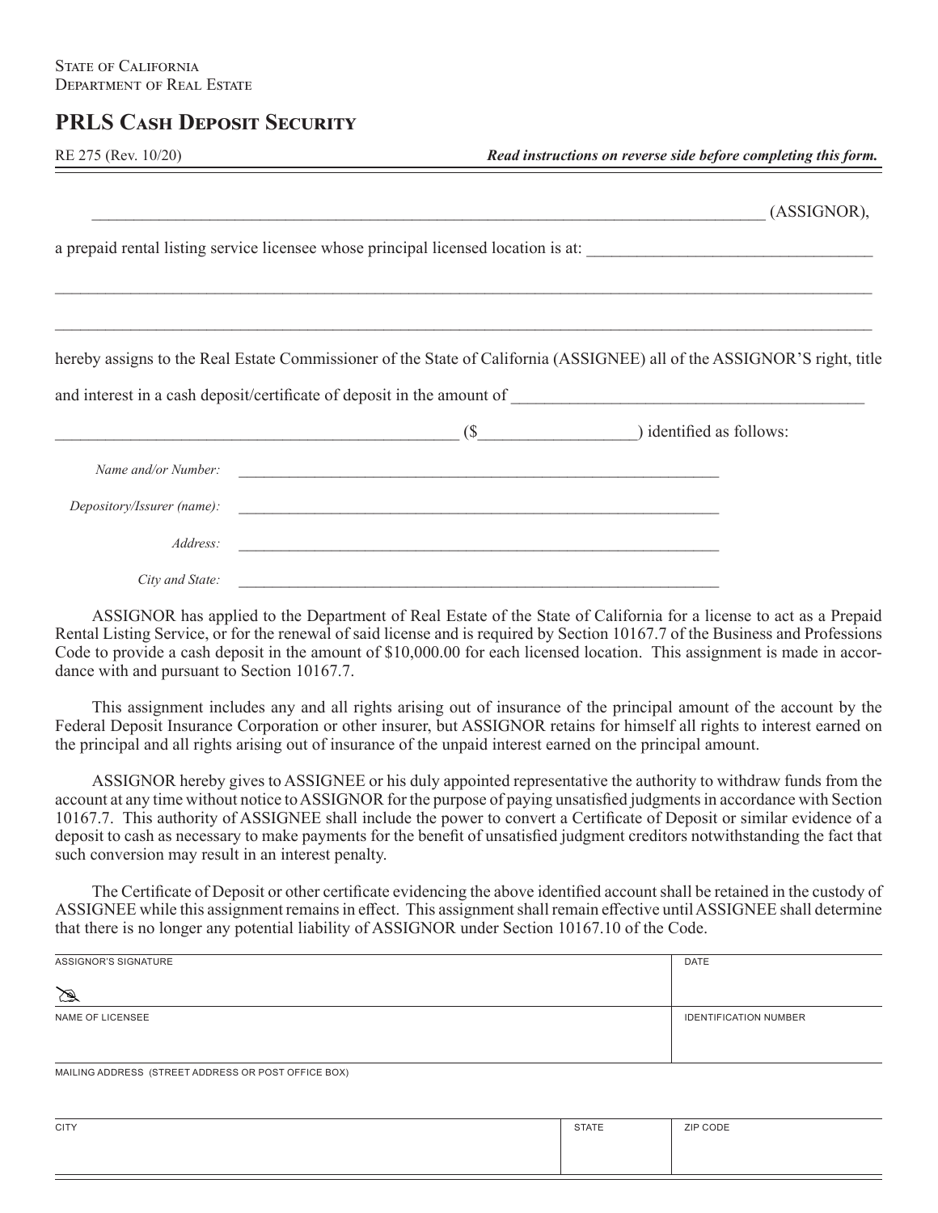State of California
Department of Real Estate

# PRLS Cash Deposit Security

RE 275 (Rev. 10/20) ***Read instructions on reverse side before completing this form.***

_____________________________________________________________________________ (ASSIGNOR),

a prepaid rental listing service licensee whose principal licensed location is at: ________________________________

_____________________________________________________________________________________________

_____________________________________________________________________________________________

hereby assigns to the Real Estate Commissioner of the State of California (ASSIGNEE) all of the ASSIGNOR'S right, title and interest in a cash deposit/certificate of deposit in the amount of ________________________________________

______________________________________________ ($_________________) identified as follows:

*Name and/or Number:* ____________________________________________________________

*Depository/Issuer (name):* ____________________________________________________________

*Address:* ____________________________________________________________

*City and State:* ____________________________________________________________

ASSIGNOR has applied to the Department of Real Estate of the State of California for a license to act as a Prepaid Rental Listing Service, or for the renewal of said license and is required by Section 10167.7 of the Business and Professions Code to provide a cash deposit in the amount of $10,000.00 for each licensed location. This assignment is made in accordance with and pursuant to Section 10167.7.

This assignment includes any and all rights arising out of insurance of the principal amount of the account by the Federal Deposit Insurance Corporation or other insurer, but ASSIGNOR retains for himself all rights to interest earned on the principal and all rights arising out of insurance of the unpaid interest earned on the principal amount.

ASSIGNOR hereby gives to ASSIGNEE or his duly appointed representative the authority to withdraw funds from the account at any time without notice to ASSIGNOR for the purpose of paying unsatisfied judgments in accordance with Section 10167.7. This authority of ASSIGNEE shall include the power to convert a Certificate of Deposit or similar evidence of a deposit to cash as necessary to make payments for the benefit of unsatisfied judgment creditors notwithstanding the fact that such conversion may result in an interest penalty.

The Certificate of Deposit or other certificate evidencing the above identified account shall be retained in the custody of ASSIGNEE while this assignment remains in effect. This assignment shall remain effective until ASSIGNEE shall determine that there is no longer any potential liability of ASSIGNOR under Section 10167.10 of the Code.

| ASSIGNOR'S SIGNATURE | | DATE |
|---|---|---|
| | | |
| NAME OF LICENSEE | | IDENTIFICATION NUMBER |
| | | |
| MAILING ADDRESS (STREET ADDRESS OR POST OFFICE BOX) | | |
| | | |
| CITY | STATE | ZIP CODE |
| | | |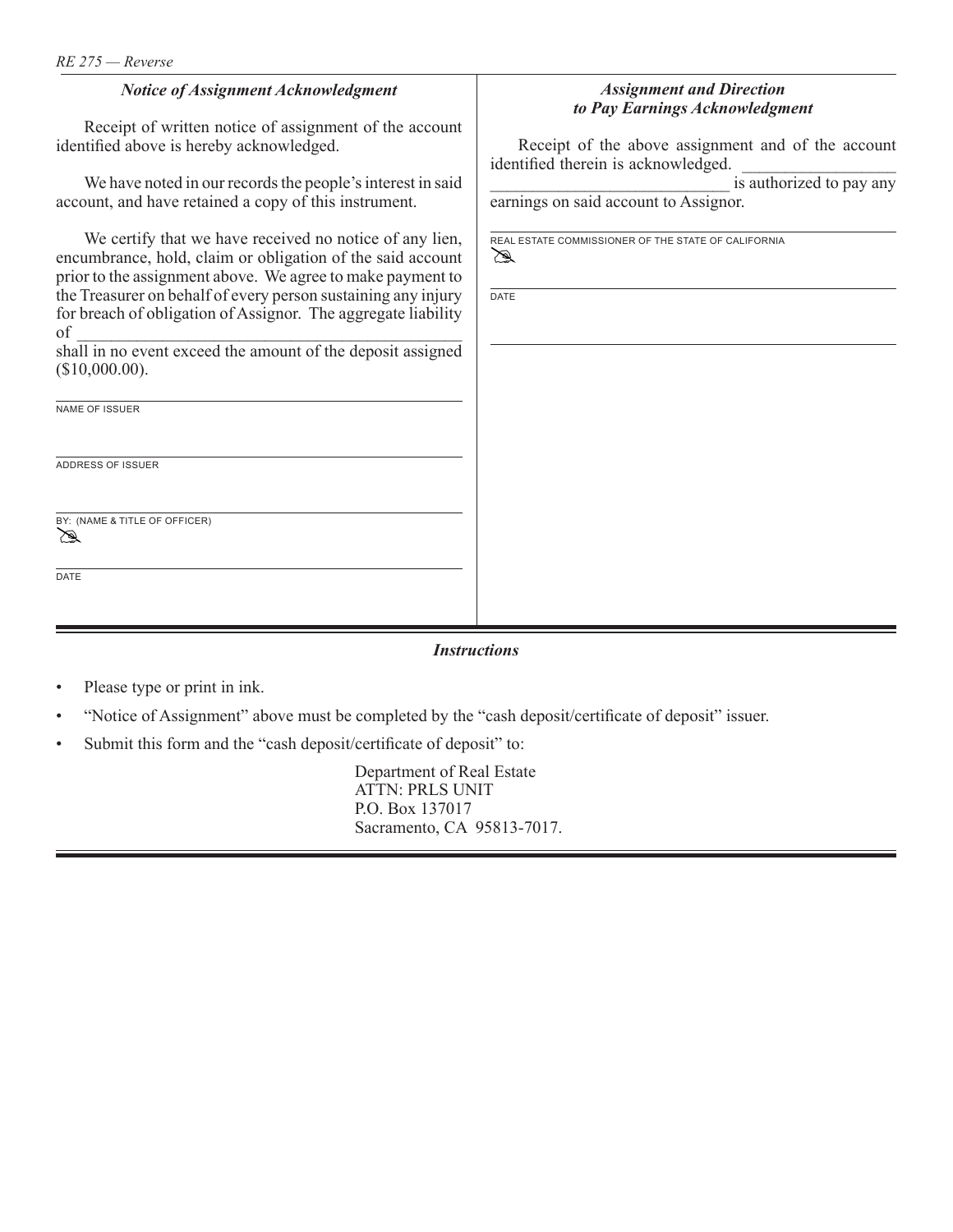### *Notice of Assignment Acknowledgment*

Receipt of written notice of assignment of the account identified above is hereby acknowledged.

We have noted in our records the people's interest in said account, and have retained a copy of this instrument.

We certify that we have received no notice of any lien, encumbrance, hold, claim or obligation of the said account prior to the assignment above. We agree to make payment to the Treasurer on behalf of every person sustaining any injury for breach of obligation of Assignor. The aggregate liability of \_\_\_\_\_\_\_\_\_\_\_\_\_\_\_\_\_\_\_\_\_\_\_\_\_\_\_\_\_\_\_\_\_\_\_\_\_\_\_\_\_\_\_\_\_ shall in no event exceed the amount of the deposit assigned ($10,000.00).

\_\_\_\_\_\_\_\_\_\_\_\_\_\_\_\_\_\_\_\_\_\_\_\_\_\_\_\_\_\_\_\_\_\_\_\_\_\_\_\_
NAME OF ISSUER

\_\_\_\_\_\_\_\_\_\_\_\_\_\_\_\_\_\_\_\_\_\_\_\_\_\_\_\_\_\_\_\_\_\_\_\_\_\_\_\_
ADDRESS OF ISSUER

\_\_\_\_\_\_\_\_\_\_\_\_\_\_\_\_\_\_\_\_\_\_\_\_\_\_\_\_\_\_\_\_\_\_\_\_\_\_\_\_
BY: (NAME & TITLE OF OFFICER)

\_\_\_\_\_\_\_\_\_\_\_\_\_\_\_\_\_\_\_\_\_\_\_\_\_\_\_\_\_\_\_\_\_\_\_\_\_\_\_\_
DATE

### *Assignment and Direction to Pay Earnings Acknowledgment*

Receipt of the above assignment and of the account identified therein is acknowledged. \_\_\_\_\_\_\_\_\_\_\_\_\_\_\_\_\_\_\_\_\_\_\_\_\_\_\_\_\_\_\_\_\_\_\_\_\_\_\_\_\_\_\_\_ is authorized to pay any earnings on said account to Assignor.

\_\_\_\_\_\_\_\_\_\_\_\_\_\_\_\_\_\_\_\_\_\_\_\_\_\_\_\_\_\_\_\_\_\_\_\_\_\_\_\_
REAL ESTATE COMMISSIONER OF THE STATE OF CALIFORNIA

\_\_\_\_\_\_\_\_\_\_\_\_\_\_\_\_\_\_\_\_\_\_\_\_\_\_\_\_\_\_\_\_\_\_\_\_\_\_\_\_
DATE

### *Instructions*

- Please type or print in ink.
- "Notice of Assignment" above must be completed by the "cash deposit/certificate of deposit" issuer.
- Submit this form and the "cash deposit/certificate of deposit" to:

  Department of Real Estate
  ATTN: PRLS UNIT
  P.O. Box 137017
  Sacramento, CA 95813-7017.